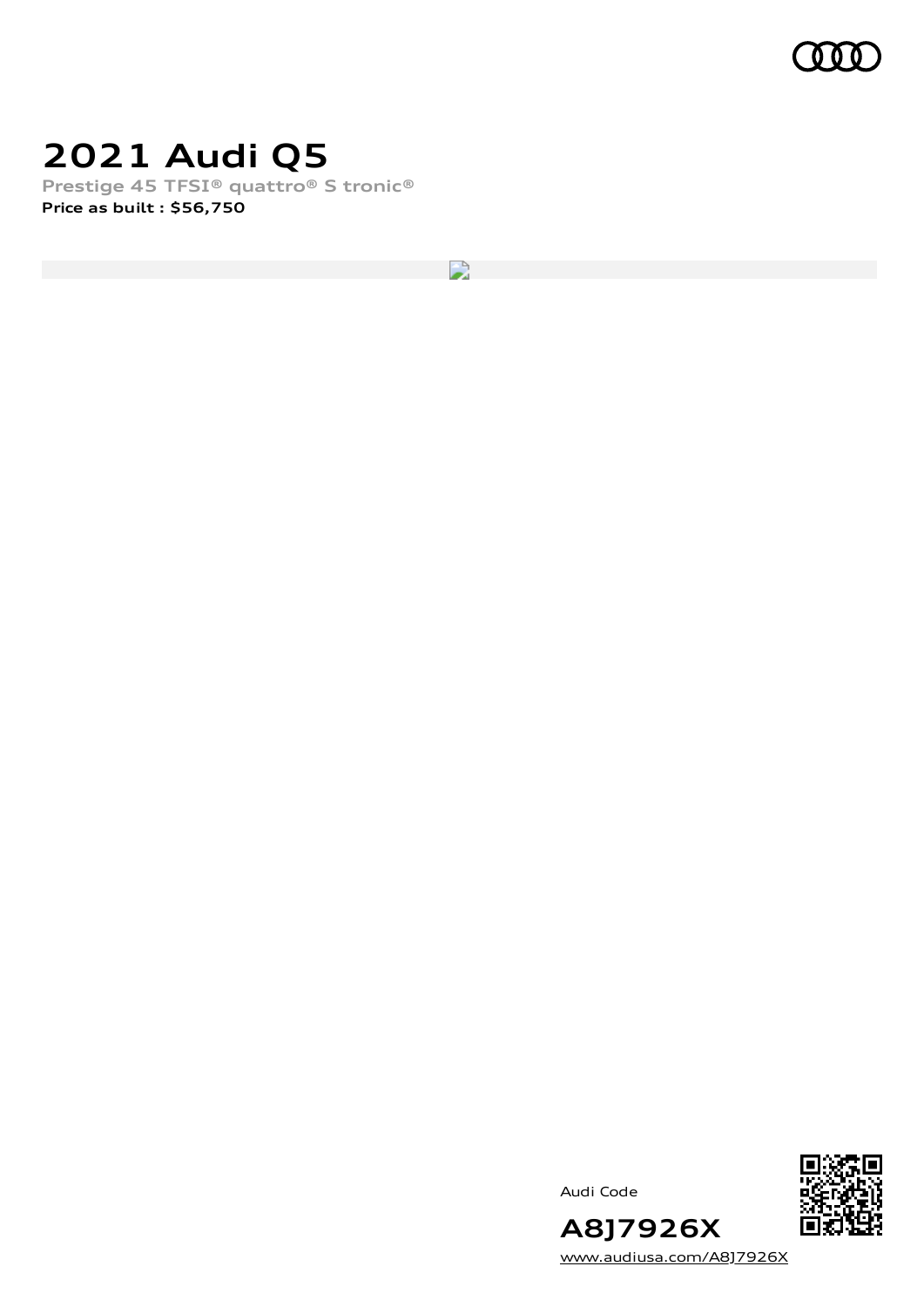# 2021 Audi Q5

**Prestige 45 TFSI® quattro® S tronic®**

**Price as built : $56,750**

Audi Code

**A8J7926X**

www.audiusa.com/A8J7926X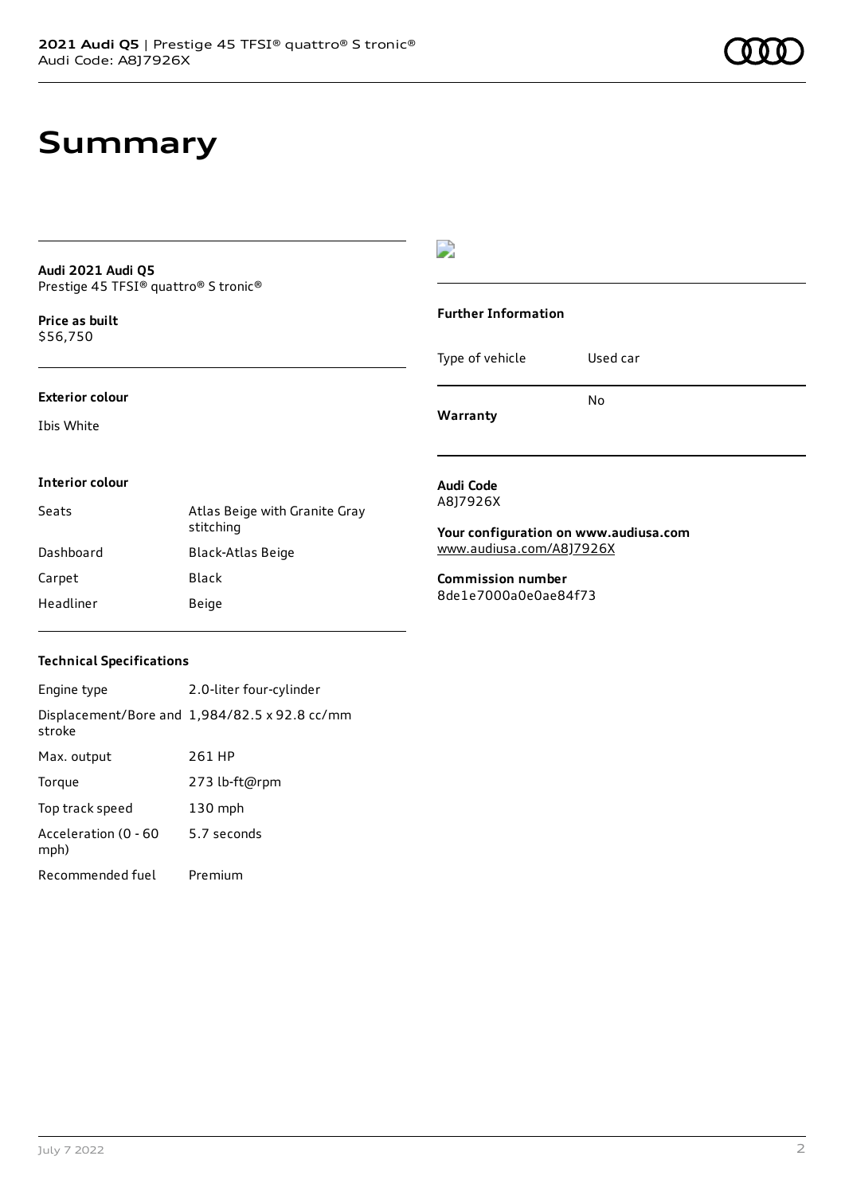# Summary

**Audi 2021 Audi Q5**
Prestige 45 TFSI® quattro® S tronic®

**Price as built**
$56,750

### Exterior colour

Ibis White

### Interior colour

| | |
|---|---|
| Seats | Atlas Beige with Granite Gray stitching |
| Dashboard | Black-Atlas Beige |
| Carpet | Black |
| Headliner | Beige |

### Technical Specifications

| | |
|---|---|
| Engine type | 2.0-liter four-cylinder |
| Displacement/Bore and stroke | 1,984/82.5 x 92.8 cc/mm |
| Max. output | 261 HP |
| Torque | 273 lb-ft@rpm |
| Top track speed | 130 mph |
| Acceleration (0 - 60 mph) | 5.7 seconds |
| Recommended fuel | Premium |

### Further Information

| | |
|---|---|
| Type of vehicle | Used car |
| Warranty | No |

**Audi Code**
A8J7926X

**Your configuration on www.audiusa.com**
www.audiusa.com/A8J7926X

**Commission number**
8de1e7000a0e0ae84f73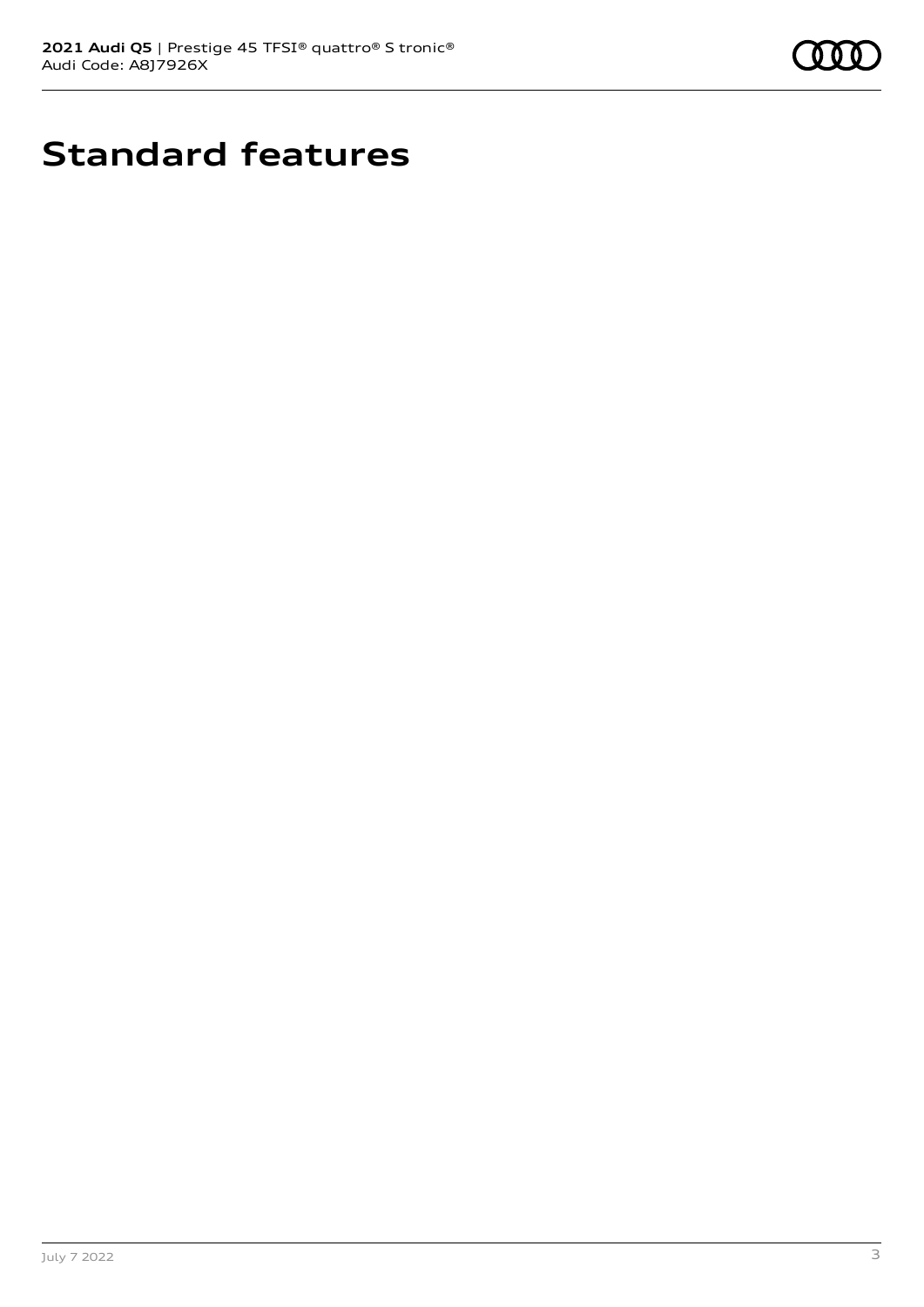# Standard features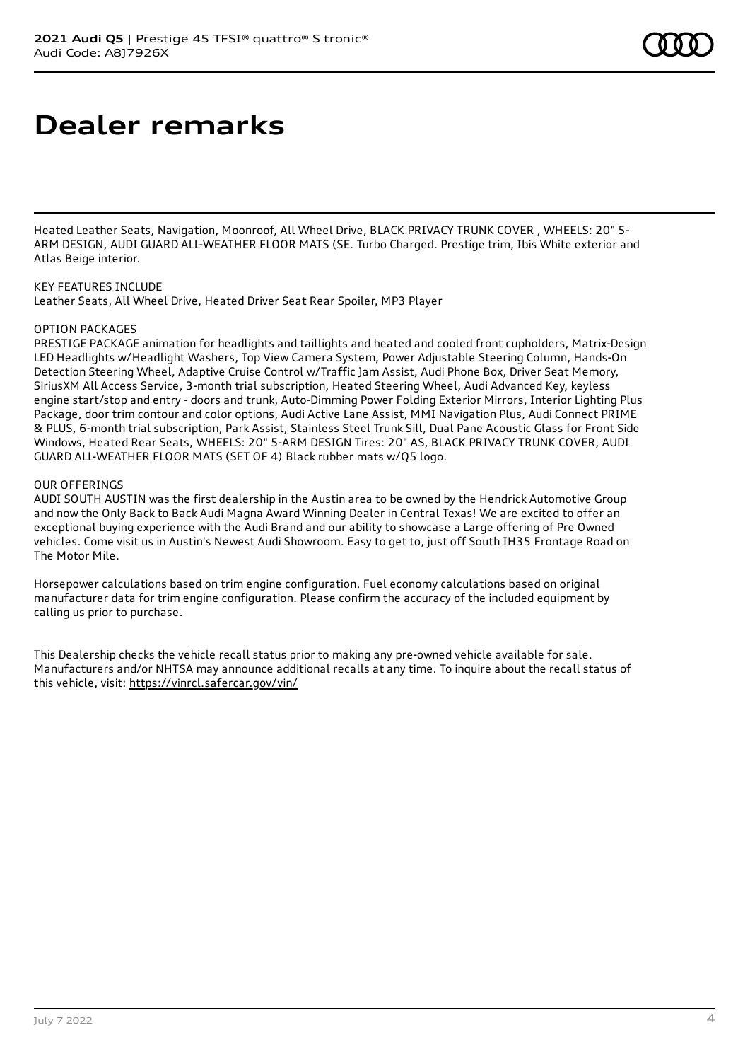# Dealer remarks

Heated Leather Seats, Navigation, Moonroof, All Wheel Drive, BLACK PRIVACY TRUNK COVER , WHEELS: 20" 5-ARM DESIGN, AUDI GUARD ALL-WEATHER FLOOR MATS (SE. Turbo Charged. Prestige trim, Ibis White exterior and Atlas Beige interior.

KEY FEATURES INCLUDE
Leather Seats, All Wheel Drive, Heated Driver Seat Rear Spoiler, MP3 Player

OPTION PACKAGES
PRESTIGE PACKAGE animation for headlights and taillights and heated and cooled front cupholders, Matrix-Design LED Headlights w/Headlight Washers, Top View Camera System, Power Adjustable Steering Column, Hands-On Detection Steering Wheel, Adaptive Cruise Control w/Traffic Jam Assist, Audi Phone Box, Driver Seat Memory, SiriusXM All Access Service, 3-month trial subscription, Heated Steering Wheel, Audi Advanced Key, keyless engine start/stop and entry - doors and trunk, Auto-Dimming Power Folding Exterior Mirrors, Interior Lighting Plus Package, door trim contour and color options, Audi Active Lane Assist, MMI Navigation Plus, Audi Connect PRIME & PLUS, 6-month trial subscription, Park Assist, Stainless Steel Trunk Sill, Dual Pane Acoustic Glass for Front Side Windows, Heated Rear Seats, WHEELS: 20" 5-ARM DESIGN Tires: 20" AS, BLACK PRIVACY TRUNK COVER, AUDI GUARD ALL-WEATHER FLOOR MATS (SET OF 4) Black rubber mats w/Q5 logo.

OUR OFFERINGS
AUDI SOUTH AUSTIN was the first dealership in the Austin area to be owned by the Hendrick Automotive Group and now the Only Back to Back Audi Magna Award Winning Dealer in Central Texas! We are excited to offer an exceptional buying experience with the Audi Brand and our ability to showcase a Large offering of Pre Owned vehicles. Come visit us in Austin's Newest Audi Showroom. Easy to get to, just off South IH35 Frontage Road on The Motor Mile.

Horsepower calculations based on trim engine configuration. Fuel economy calculations based on original manufacturer data for trim engine configuration. Please confirm the accuracy of the included equipment by calling us prior to purchase.

This Dealership checks the vehicle recall status prior to making any pre-owned vehicle available for sale. Manufacturers and/or NHTSA may announce additional recalls at any time. To inquire about the recall status of this vehicle, visit: https://vinrcl.safercar.gov/vin/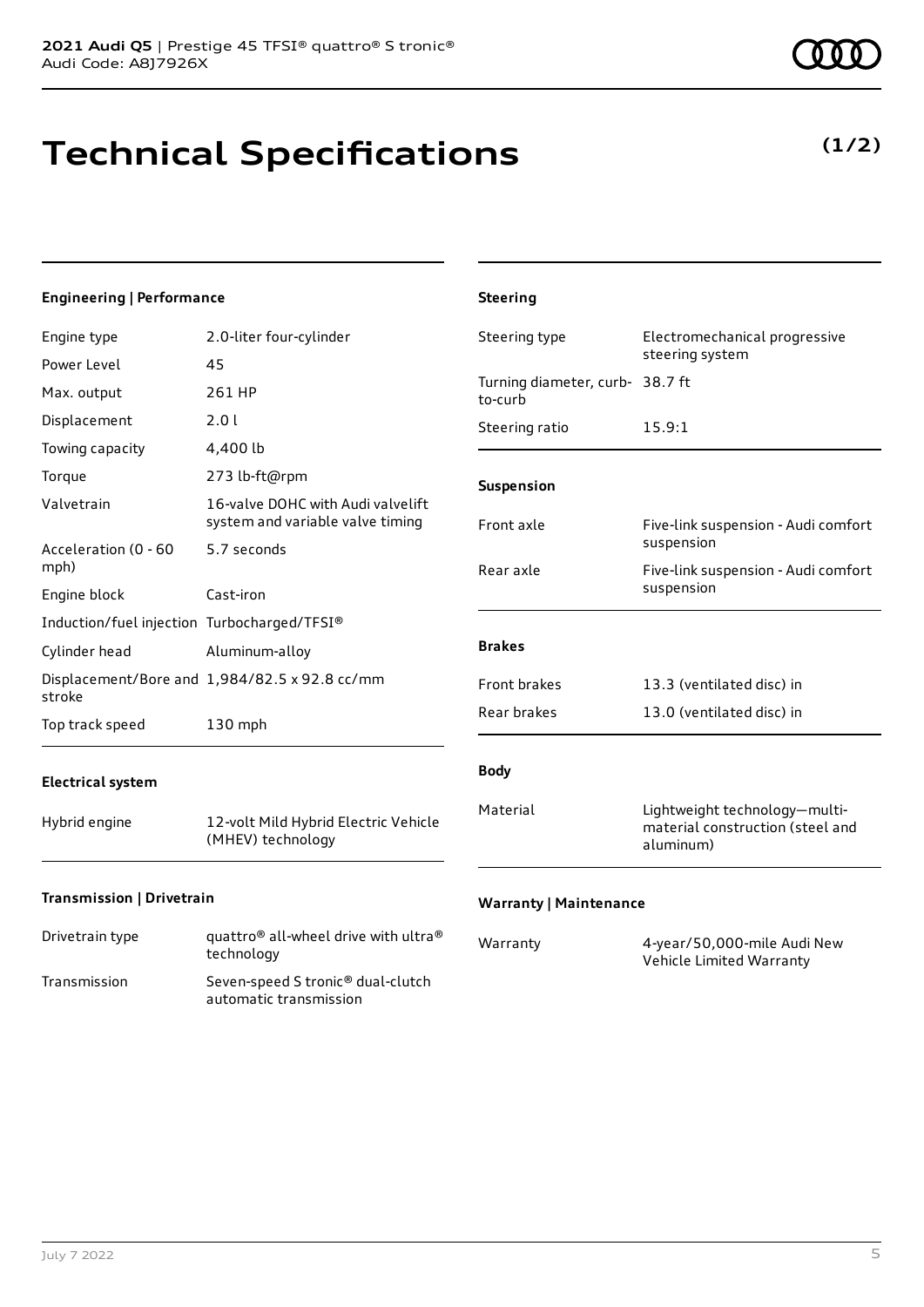# Technical Specifications

**(1/2)**

#### Engineering | Performance

| | |
|---|---|
| Engine type | 2.0-liter four-cylinder |
| Power Level | 45 |
| Max. output | 261 HP |
| Displacement | 2.0 l |
| Towing capacity | 4,400 lb |
| Torque | 273 lb-ft@rpm |
| Valvetrain | 16-valve DOHC with Audi valvelift system and variable valve timing |
| Acceleration (0 - 60 mph) | 5.7 seconds |
| Engine block | Cast-iron |
| Induction/fuel injection | Turbocharged/TFSI® |
| Cylinder head | Aluminum-alloy |
| Displacement/Bore and stroke | 1,984/82.5 x 92.8 cc/mm |
| Top track speed | 130 mph |

#### Electrical system

| | |
|---|---|
| Hybrid engine | 12-volt Mild Hybrid Electric Vehicle (MHEV) technology |

#### Transmission | Drivetrain

| | |
|---|---|
| Drivetrain type | quattro® all-wheel drive with ultra® technology |
| Transmission | Seven-speed S tronic® dual-clutch automatic transmission |

#### Steering

| | |
|---|---|
| Steering type | Electromechanical progressive steering system |
| Turning diameter, curb-to-curb | 38.7 ft |
| Steering ratio | 15.9:1 |

#### Suspension

| | |
|---|---|
| Front axle | Five-link suspension - Audi comfort suspension |
| Rear axle | Five-link suspension - Audi comfort suspension |

#### Brakes

| | |
|---|---|
| Front brakes | 13.3 (ventilated disc) in |
| Rear brakes | 13.0 (ventilated disc) in |

#### Body

| | |
|---|---|
| Material | Lightweight technology—multi-material construction (steel and aluminum) |

#### Warranty | Maintenance

| | |
|---|---|
| Warranty | 4-year/50,000-mile Audi New Vehicle Limited Warranty |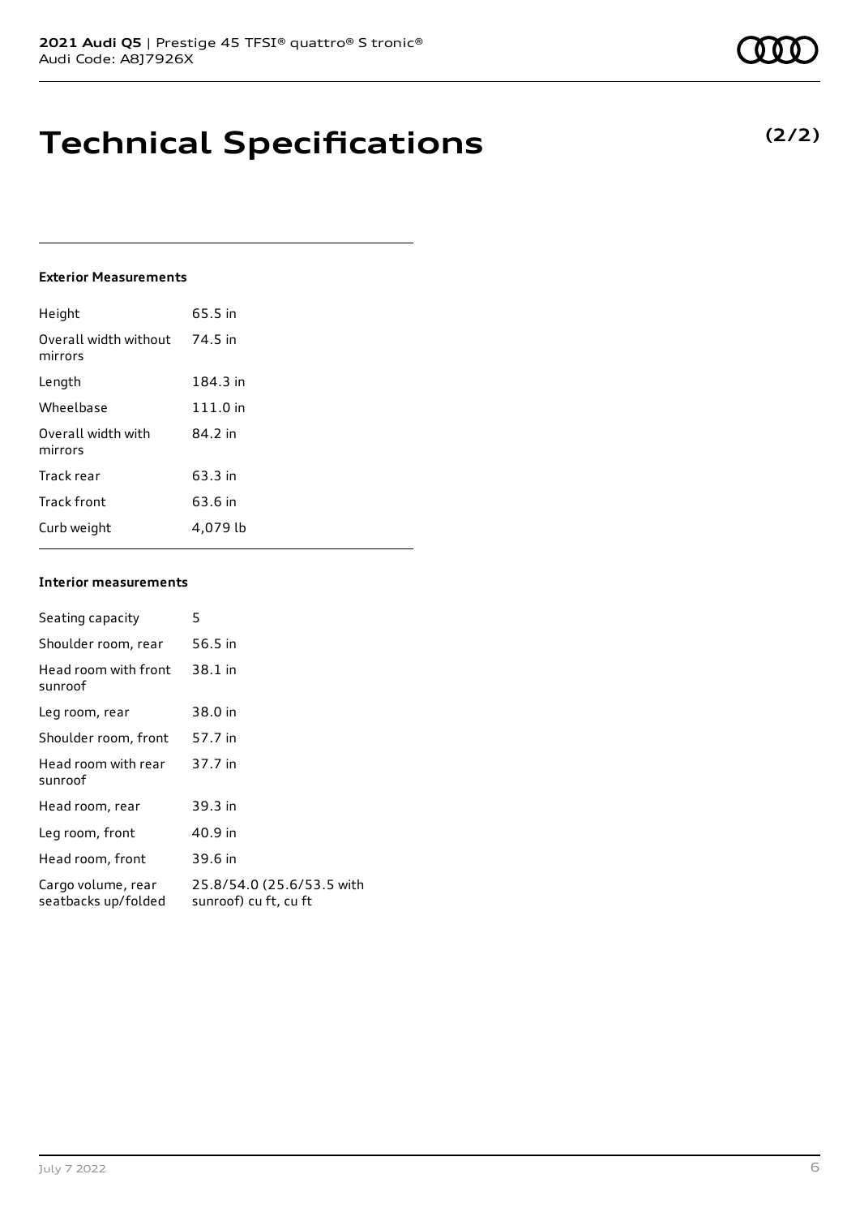# Technical Specifications

**(2/2)**

### Exterior Measurements

| | |
|---|---|
| Height | 65.5 in |
| Overall width without mirrors | 74.5 in |
| Length | 184.3 in |
| Wheelbase | 111.0 in |
| Overall width with mirrors | 84.2 in |
| Track rear | 63.3 in |
| Track front | 63.6 in |
| Curb weight | 4,079 lb |

### Interior measurements

| | |
|---|---|
| Seating capacity | 5 |
| Shoulder room, rear | 56.5 in |
| Head room with front sunroof | 38.1 in |
| Leg room, rear | 38.0 in |
| Shoulder room, front | 57.7 in |
| Head room with rear sunroof | 37.7 in |
| Head room, rear | 39.3 in |
| Leg room, front | 40.9 in |
| Head room, front | 39.6 in |
| Cargo volume, rear seatbacks up/folded | 25.8/54.0 (25.6/53.5 with sunroof) cu ft, cu ft |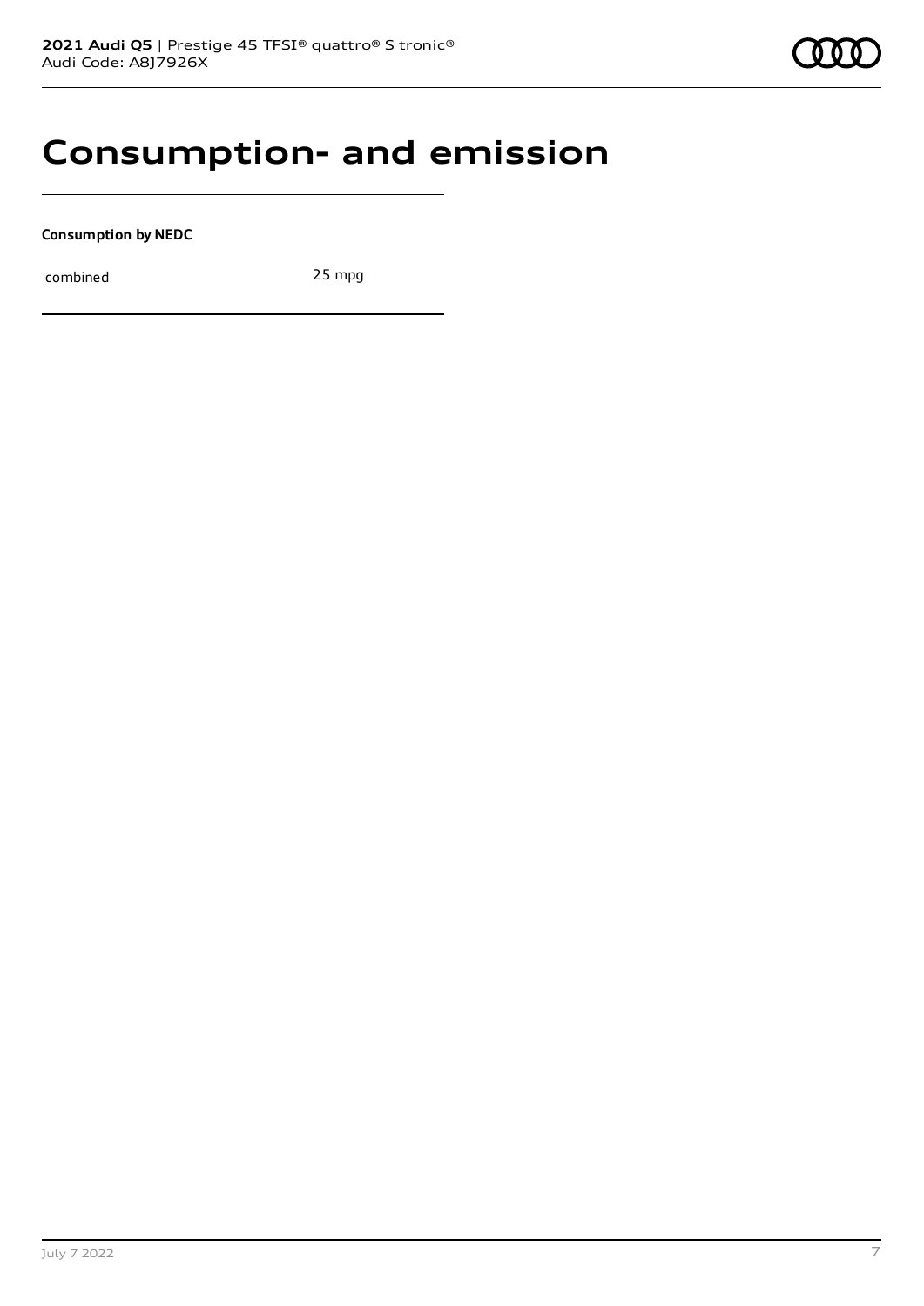# Consumption- and emission

**Consumption by NEDC**

| | |
|---|---|
| combined | 25 mpg |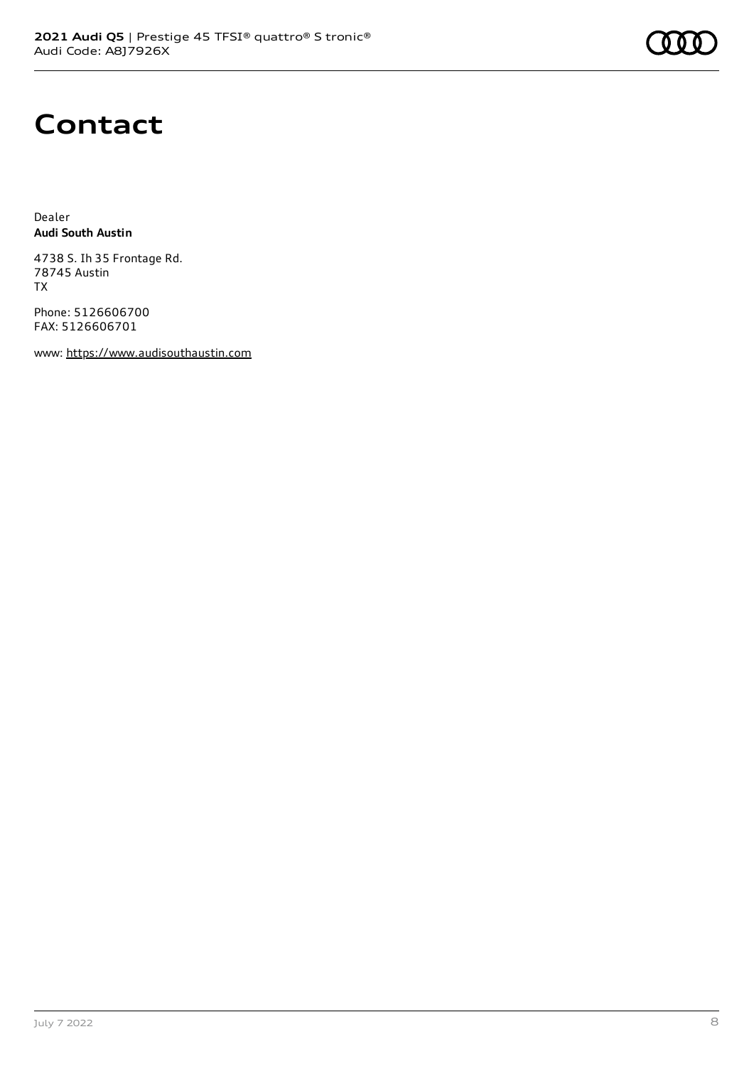# Contact

Dealer
**Audi South Austin**

4738 S. Ih 35 Frontage Rd.
78745 Austin
TX

Phone: 5126606700
FAX: 5126606701

www: https://www.audisouthaustin.com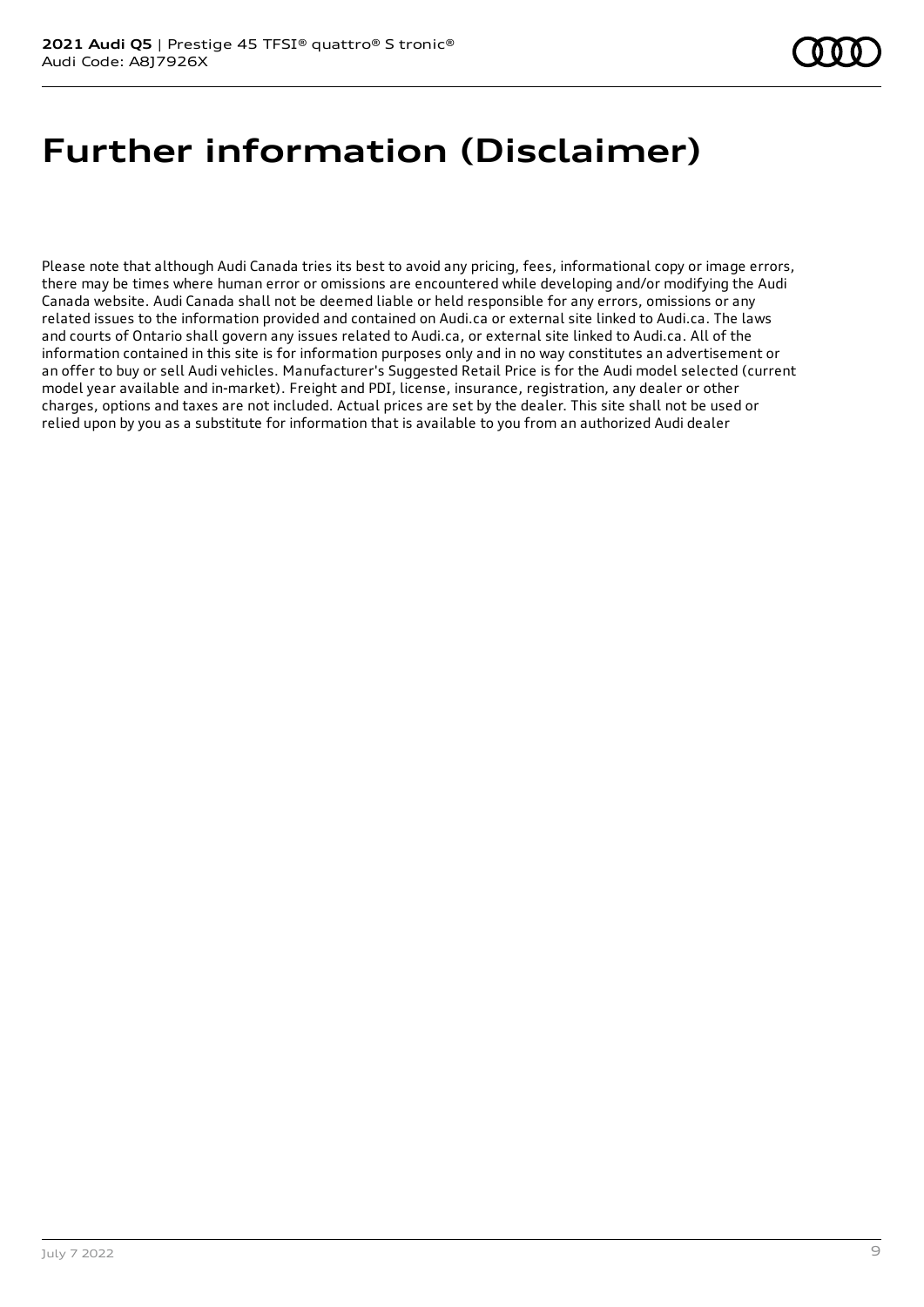# Further information (Disclaimer)

Please note that although Audi Canada tries its best to avoid any pricing, fees, informational copy or image errors, there may be times where human error or omissions are encountered while developing and/or modifying the Audi Canada website. Audi Canada shall not be deemed liable or held responsible for any errors, omissions or any related issues to the information provided and contained on Audi.ca or external site linked to Audi.ca. The laws and courts of Ontario shall govern any issues related to Audi.ca, or external site linked to Audi.ca. All of the information contained in this site is for information purposes only and in no way constitutes an advertisement or an offer to buy or sell Audi vehicles. Manufacturer's Suggested Retail Price is for the Audi model selected (current model year available and in-market). Freight and PDI, license, insurance, registration, any dealer or other charges, options and taxes are not included. Actual prices are set by the dealer. This site shall not be used or relied upon by you as a substitute for information that is available to you from an authorized Audi dealer